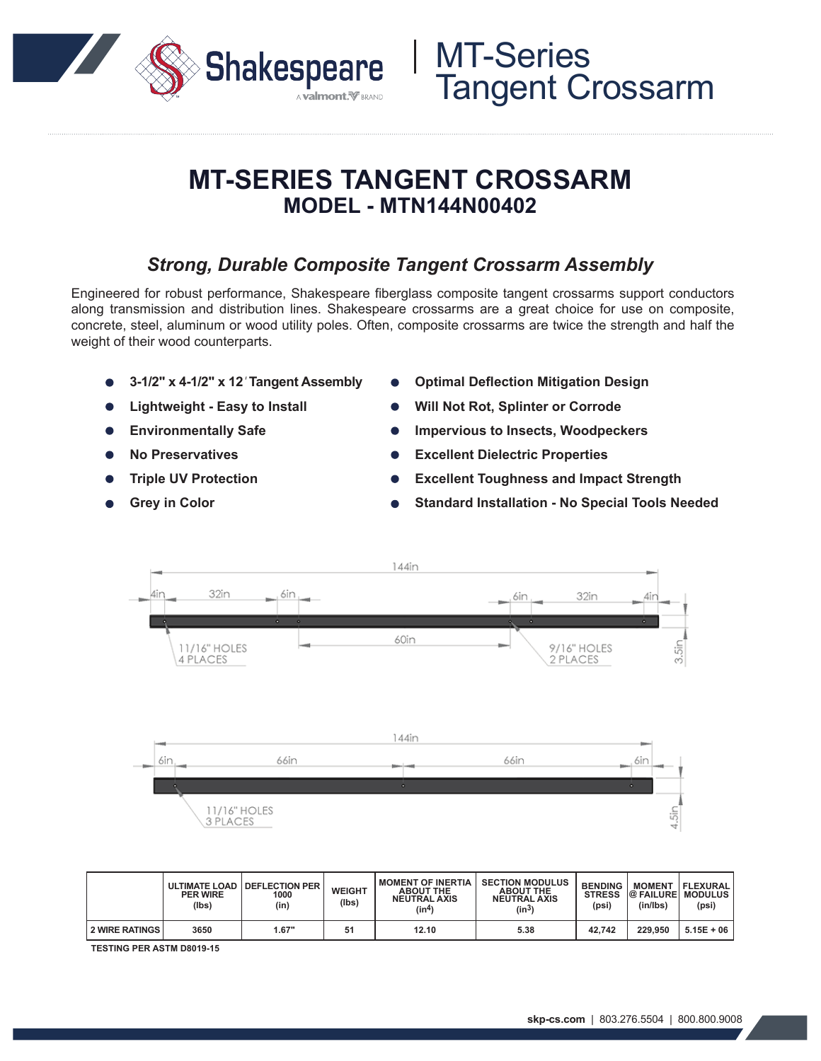# MT-Series Tangent Crossarm

# MT-SERIES TANGENT CROSSARM
## MODEL - MTN144N00402

### *Strong, Durable Composite Tangent Crossarm Assembly*

Engineered for robust performance, Shakespeare fiberglass composite tangent crossarms support conductors along transmission and distribution lines. Shakespeare crossarms are a great choice for use on composite, concrete, steel, aluminum or wood utility poles. Often, composite crossarms are twice the strength and half the weight of their wood counterparts.

- **3-1/2" x 4-1/2" x 12' Tangent Assembly**
- **Lightweight - Easy to Install**
- **Environmentally Safe**
- **No Preservatives**
- **Triple UV Protection**
- **Grey in Color**
- **Optimal Deflection Mitigation Design**
- **Will Not Rot, Splinter or Corrode**
- **Impervious to Insects, Woodpeckers**
- **Excellent Dielectric Properties**
- **Excellent Toughness and Impact Strength**
- **Standard Installation - No Special Tools Needed**

144in

4in | 32in | 6in | 60in | 6in | 32in | 4in

11/16" HOLES 4 PLACES

9/16" HOLES 2 PLACES

3.5in

144in

6in | 66in | 66in | 6in

11/16" HOLES 3 PLACES

4.5in

| | ULTIMATE LOAD PER WIRE (lbs) | DEFLECTION PER 1000 (in) | WEIGHT (lbs) | MOMENT OF INERTIA ABOUT THE NEUTRAL AXIS ($in^4$) | SECTION MODULUS ABOUT THE NEUTRAL AXIS ($in^3$) | BENDING STRESS (psi) | MOMENT @ FAILURE (in/lbs) | FLEXURAL MODULUS (psi) |
|---|---|---|---|---|---|---|---|---|
| 2 WIRE RATINGS | 3650 | 1.67" | 51 | 12.10 | 5.38 | 42,742 | 229,950 | 5.15E + 06 |

TESTING PER ASTM D8019-15

skp-cs.com | 803.276.5504 | 800.800.9008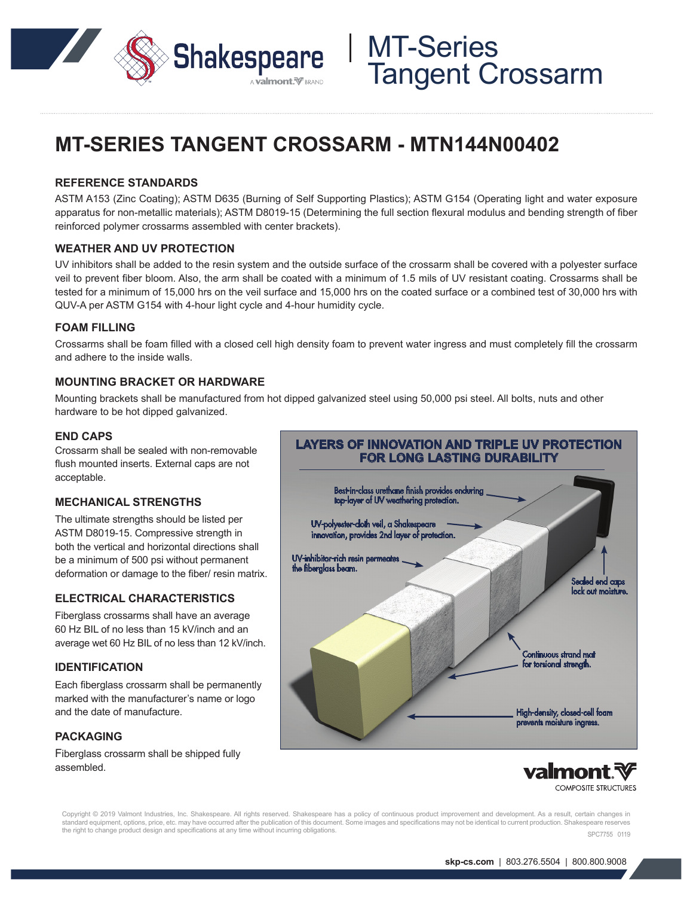# MT-SERIES TANGENT CROSSARM - MTN144N00402

## REFERENCE STANDARDS

ASTM A153 (Zinc Coating); ASTM D635 (Burning of Self Supporting Plastics); ASTM G154 (Operating light and water exposure apparatus for non-metallic materials); ASTM D8019-15 (Determining the full section flexural modulus and bending strength of fiber reinforced polymer crossarms assembled with center brackets).

## WEATHER AND UV PROTECTION

UV inhibitors shall be added to the resin system and the outside surface of the crossarm shall be covered with a polyester surface veil to prevent fiber bloom. Also, the arm shall be coated with a minimum of 1.5 mils of UV resistant coating. Crossarms shall be tested for a minimum of 15,000 hrs on the veil surface and 15,000 hrs on the coated surface or a combined test of 30,000 hrs with QUV-A per ASTM G154 with 4-hour light cycle and 4-hour humidity cycle.

## FOAM FILLING

Crossarms shall be foam filled with a closed cell high density foam to prevent water ingress and must completely fill the crossarm and adhere to the inside walls.

## MOUNTING BRACKET OR HARDWARE

Mounting brackets shall be manufactured from hot dipped galvanized steel using 50,000 psi steel. All bolts, nuts and other hardware to be hot dipped galvanized.

## END CAPS

Crossarm shall be sealed with non-removable flush mounted inserts. External caps are not acceptable.

## MECHANICAL STRENGTHS

The ultimate strengths should be listed per ASTM D8019-15. Compressive strength in both the vertical and horizontal directions shall be a minimum of 500 psi without permanent deformation or damage to the fiber/ resin matrix.

## ELECTRICAL CHARACTERISTICS

Fiberglass crossarms shall have an average 60 Hz BIL of no less than 15 kV/inch and an average wet 60 Hz BIL of no less than 12 kV/inch.

## IDENTIFICATION

Each fiberglass crossarm shall be permanently marked with the manufacturer's name or logo and the date of manufacture.

## PACKAGING

Fiberglass crossarm shall be shipped fully assembled.

LAYERS OF INNOVATION AND TRIPLE UV PROTECTION FOR LONG LASTING DURABILITY

Best-in-class urethane finish provides enduring top-layer of UV weathering protection.

UV-polyester-cloth veil, a Shakespeare innovation, provides 2nd layer of protection.

UV-inhibitor-rich resin permeates the fiberglass beam.

Sealed end caps lock out moisture.

Continuous strand mat for torsional strength.

High-density, closed-cell foam prevents moisture ingress.

Copyright © 2019 Valmont Industries, Inc. Shakespeare. All rights reserved. Shakespeare has a policy of continuous product improvement and development. As a result, certain changes in standard equipment, options, price, etc. may have occurred after the publication of this document. Some images and specifications may not be identical to current production. Shakespeare reserves the right to change product design and specifications at any time without incurring obligations.

SPC7755 0119

skp-cs.com | 803.276.5504 | 800.800.9008